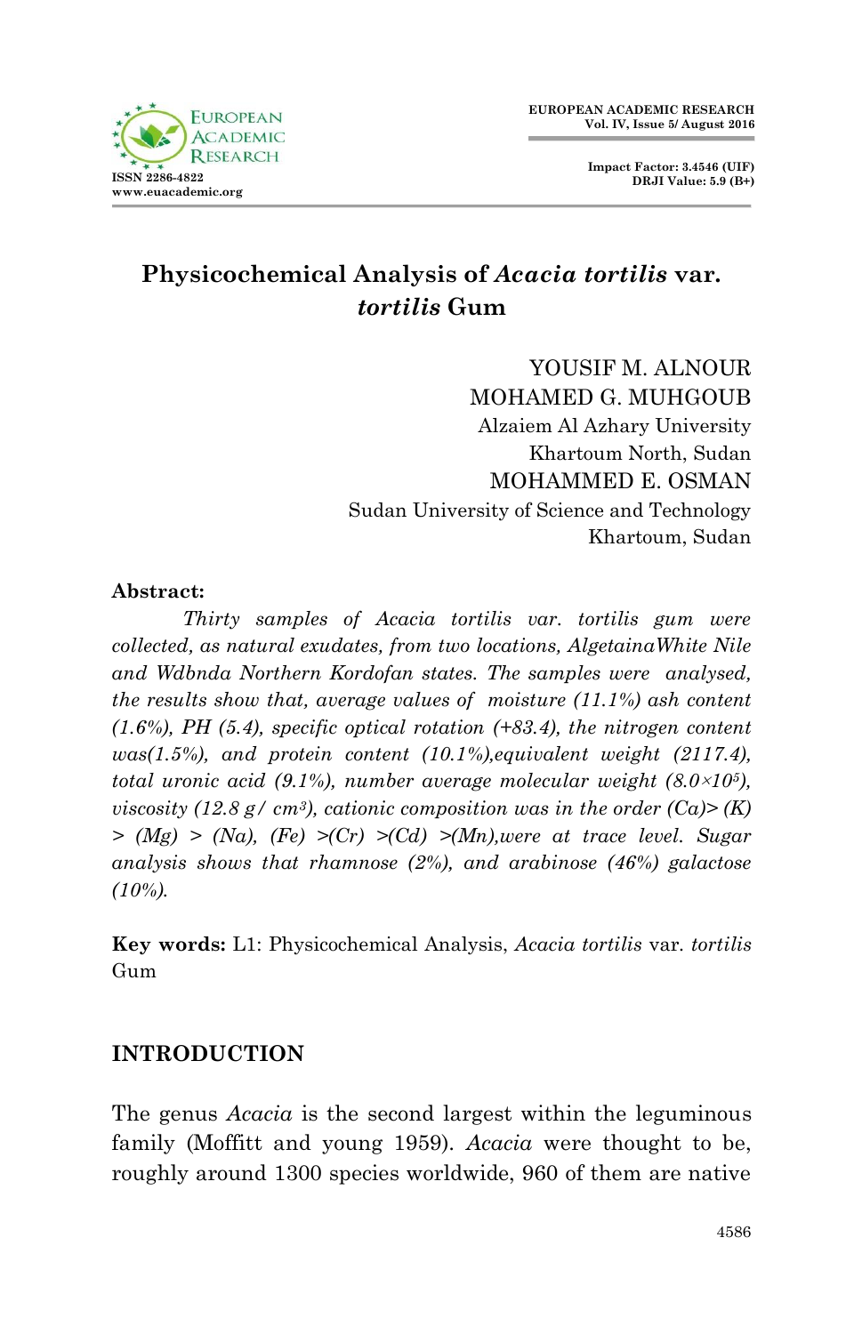# Physicochemical Analysis of *Acacia tortilis* var. *tortilis* Gum

YOUSIF M. ALNOUR
MOHAMED G. MUHGOUB
Alzaiem Al Azhary University
Khartoum North, Sudan
MOHAMMED E. OSMAN
Sudan University of Science and Technology
Khartoum, Sudan

**Abstract:**

*Thirty samples of Acacia tortilis var. tortilis gum were collected, as natural exudates, from two locations, AlgetainaWhite Nile and Wdbnda Northern Kordofan states. The samples were analysed, the results show that, average values of moisture (11.1%) ash content (1.6%), PH (5.4), specific optical rotation (+83.4), the nitrogen content was(1.5%), and protein content (10.1%),equivalent weight (2117.4), total uronic acid (9.1%), number average molecular weight ($8.0\times10^{5}$), viscosity (12.8 g/ $cm^3$), cationic composition was in the order (Ca)> (K) > (Mg) > (Na), (Fe) >(Cr) >(Cd) >(Mn),were at trace level. Sugar analysis shows that rhamnose (2%), and arabinose (46%) galactose (10%).*

**Key words:** L1: Physicochemical Analysis, *Acacia tortilis* var. *tortilis* Gum

## INTRODUCTION

The genus *Acacia* is the second largest within the leguminous family (Moffitt and young 1959). *Acacia* were thought to be, roughly around 1300 species worldwide, 960 of them are native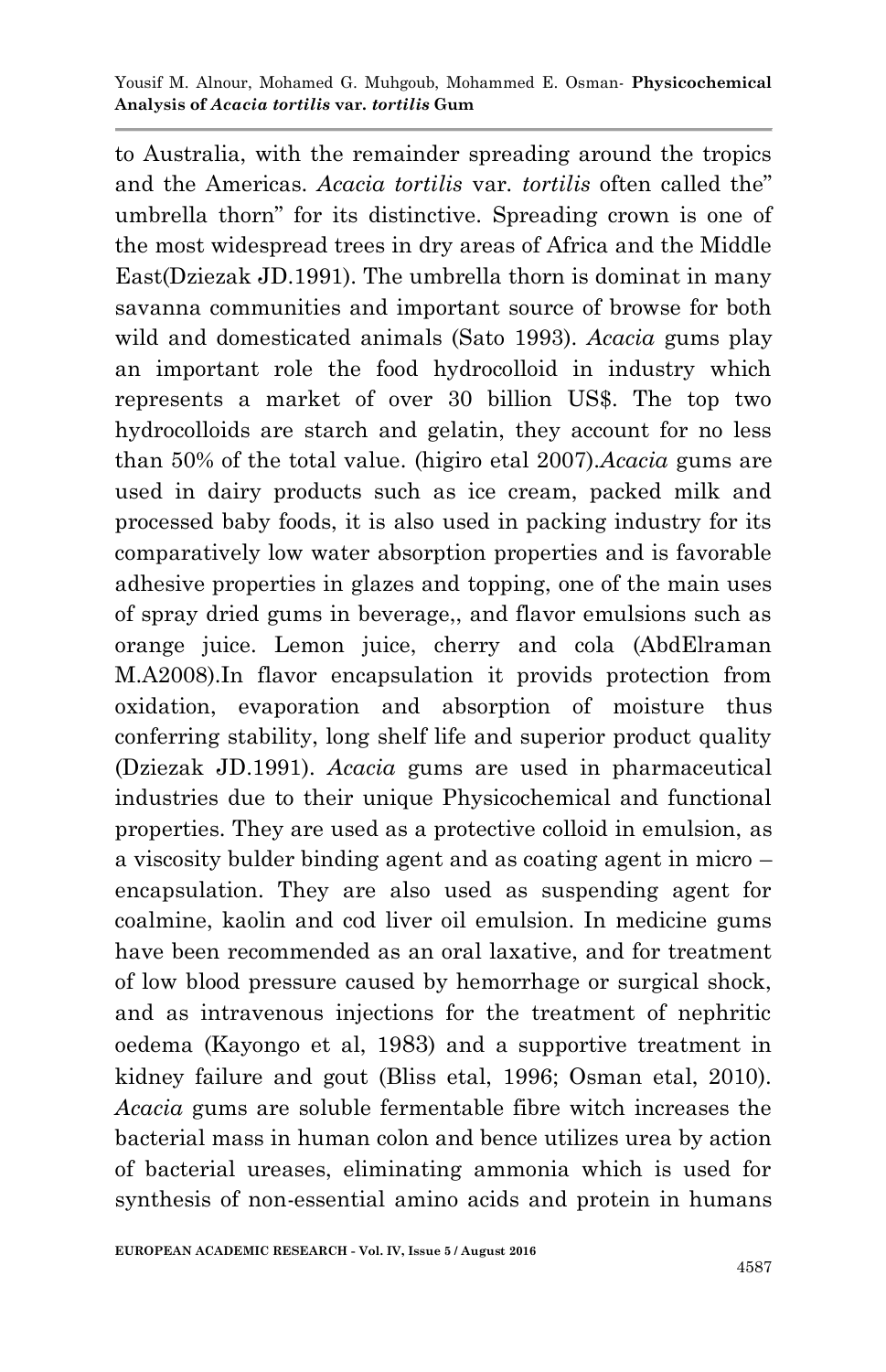to Australia, with the remainder spreading around the tropics and the Americas. *Acacia tortilis* var. *tortilis* often called the" umbrella thorn" for its distinctive. Spreading crown is one of the most widespread trees in dry areas of Africa and the Middle East(Dziezak JD.1991). The umbrella thorn is dominat in many savanna communities and important source of browse for both wild and domesticated animals (Sato 1993). *Acacia* gums play an important role the food hydrocolloid in industry which represents a market of over 30 billion US$. The top two hydrocolloids are starch and gelatin, they account for no less than 50% of the total value. (higiro etal 2007).*Acacia* gums are used in dairy products such as ice cream, packed milk and processed baby foods, it is also used in packing industry for its comparatively low water absorption properties and is favorable adhesive properties in glazes and topping, one of the main uses of spray dried gums in beverage,, and flavor emulsions such as orange juice. Lemon juice, cherry and cola (AbdElraman M.A2008).In flavor encapsulation it provids protection from oxidation, evaporation and absorption of moisture thus conferring stability, long shelf life and superior product quality (Dziezak JD.1991). *Acacia* gums are used in pharmaceutical industries due to their unique Physicochemical and functional properties. They are used as a protective colloid in emulsion, as a viscosity bulder binding agent and as coating agent in micro – encapsulation. They are also used as suspending agent for coalmine, kaolin and cod liver oil emulsion. In medicine gums have been recommended as an oral laxative, and for treatment of low blood pressure caused by hemorrhage or surgical shock, and as intravenous injections for the treatment of nephritic oedema (Kayongo et al, 1983) and a supportive treatment in kidney failure and gout (Bliss etal, 1996; Osman etal, 2010). *Acacia* gums are soluble fermentable fibre witch increases the bacterial mass in human colon and bence utilizes urea by action of bacterial ureases, eliminating ammonia which is used for synthesis of non-essential amino acids and protein in humans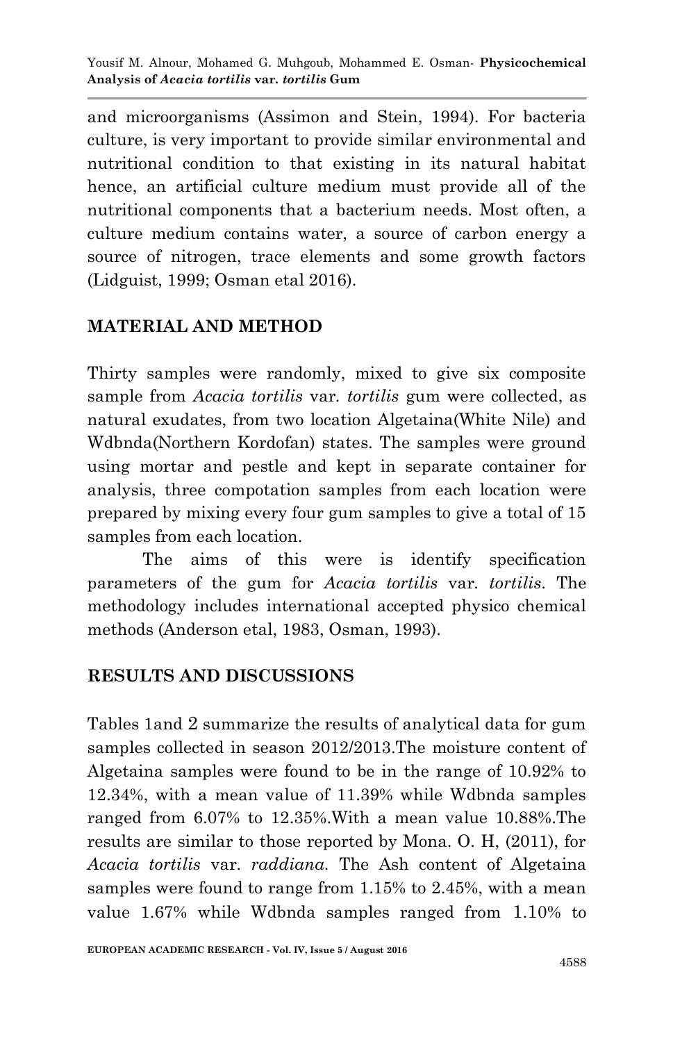and microorganisms (Assimon and Stein, 1994). For bacteria culture, is very important to provide similar environmental and nutritional condition to that existing in its natural habitat hence, an artificial culture medium must provide all of the nutritional components that a bacterium needs. Most often, a culture medium contains water, a source of carbon energy a source of nitrogen, trace elements and some growth factors (Lidguist, 1999; Osman etal 2016).

## MATERIAL AND METHOD

Thirty samples were randomly, mixed to give six composite sample from *Acacia tortilis* var. *tortilis* gum were collected, as natural exudates, from two location Algetaina(White Nile) and Wdbnda(Northern Kordofan) states. The samples were ground using mortar and pestle and kept in separate container for analysis, three compotation samples from each location were prepared by mixing every four gum samples to give a total of 15 samples from each location.

The aims of this were is identify specification parameters of the gum for *Acacia tortilis* var. *tortilis*. The methodology includes international accepted physico chemical methods (Anderson etal, 1983, Osman, 1993).

## RESULTS AND DISCUSSIONS

Tables 1and 2 summarize the results of analytical data for gum samples collected in season 2012/2013.The moisture content of Algetaina samples were found to be in the range of 10.92% to 12.34%, with a mean value of 11.39% while Wdbnda samples ranged from 6.07% to 12.35%.With a mean value 10.88%.The results are similar to those reported by Mona. O. H, (2011), for *Acacia tortilis* var. *raddiana.* The Ash content of Algetaina samples were found to range from 1.15% to 2.45%, with a mean value 1.67% while Wdbnda samples ranged from 1.10% to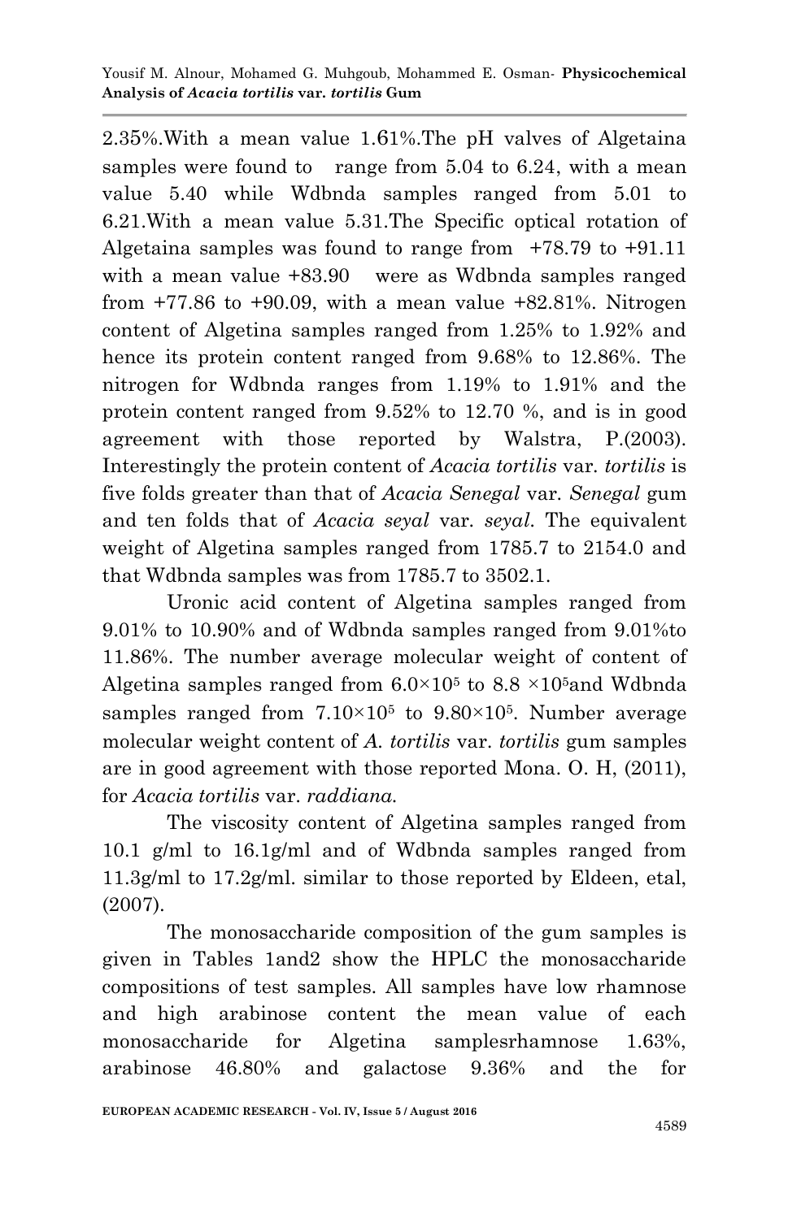2.35%.With a mean value 1.61%.The pH valves of Algetaina samples were found to range from 5.04 to 6.24, with a mean value 5.40 while Wdbnda samples ranged from 5.01 to 6.21.With a mean value 5.31.The Specific optical rotation of Algetaina samples was found to range from +78.79 to +91.11 with a mean value +83.90 were as Wdbnda samples ranged from +77.86 to +90.09, with a mean value +82.81%. Nitrogen content of Algetina samples ranged from 1.25% to 1.92% and hence its protein content ranged from 9.68% to 12.86%. The nitrogen for Wdbnda ranges from 1.19% to 1.91% and the protein content ranged from 9.52% to 12.70 %, and is in good agreement with those reported by Walstra, P.(2003). Interestingly the protein content of *Acacia tortilis* var. *tortilis* is five folds greater than that of *Acacia Senegal* var. *Senegal* gum and ten folds that of *Acacia seyal* var. *seyal*. The equivalent weight of Algetina samples ranged from 1785.7 to 2154.0 and that Wdbnda samples was from 1785.7 to 3502.1.

Uronic acid content of Algetina samples ranged from 9.01% to 10.90% and of Wdbnda samples ranged from 9.01%to 11.86%. The number average molecular weight of content of Algetina samples ranged from $6.0\times10^5$ to $8.8\times10^5$and Wdbnda samples ranged from $7.10\times10^5$ to $9.80\times10^5$. Number average molecular weight content of *A. tortilis* var. *tortilis* gum samples are in good agreement with those reported Mona. O. H, (2011), for *Acacia tortilis* var. *raddiana.*

The viscosity content of Algetina samples ranged from 10.1 g/ml to 16.1g/ml and of Wdbnda samples ranged from 11.3g/ml to 17.2g/ml. similar to those reported by Eldeen, etal, (2007).

The monosaccharide composition of the gum samples is given in Tables 1and2 show the HPLC the monosaccharide compositions of test samples. All samples have low rhamnose and high arabinose content the mean value of each monosaccharide for Algetina samplesrhamnose 1.63%, arabinose 46.80% and galactose 9.36% and the for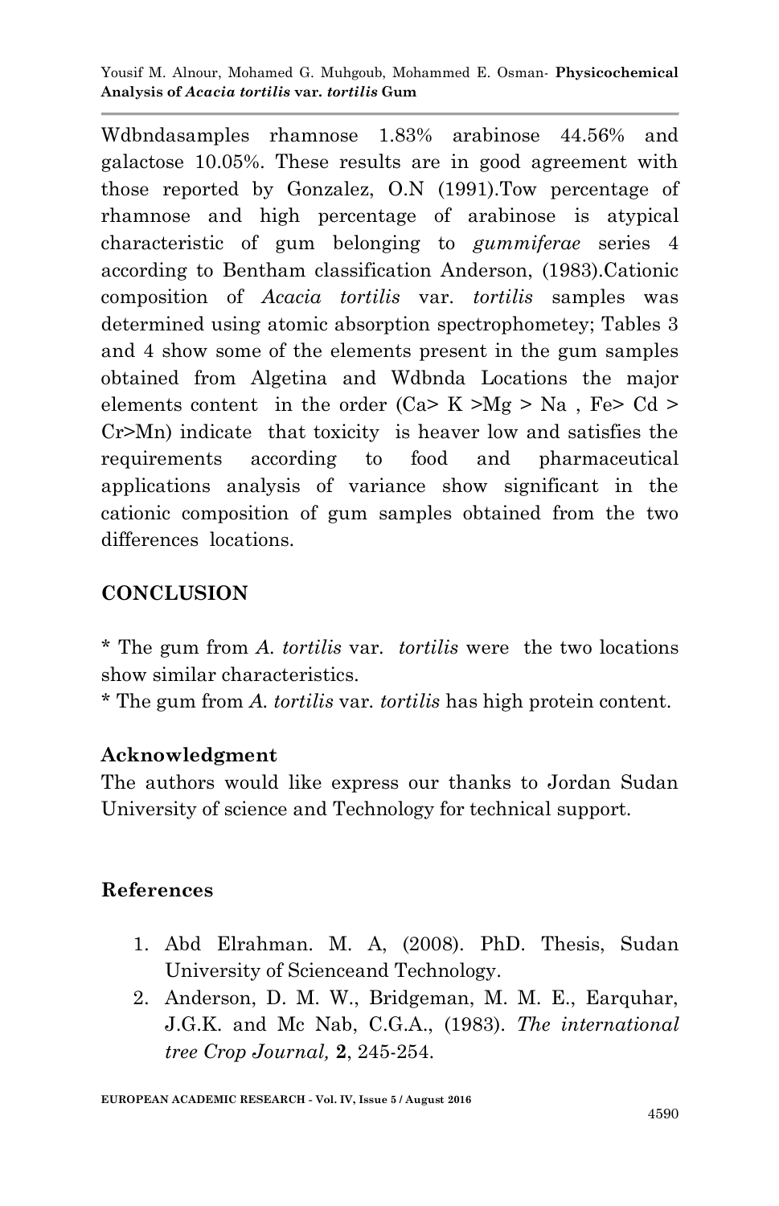Wdbndasamples rhamnose 1.83% arabinose 44.56% and galactose 10.05%. These results are in good agreement with those reported by Gonzalez, O.N (1991).Tow percentage of rhamnose and high percentage of arabinose is atypical characteristic of gum belonging to *gummiferae* series 4 according to Bentham classification Anderson, (1983).Cationic composition of *Acacia tortilis* var. *tortilis* samples was determined using atomic absorption spectrophometey; Tables 3 and 4 show some of the elements present in the gum samples obtained from Algetina and Wdbnda Locations the major elements content in the order (Ca> K >Mg > Na , Fe> Cd > Cr>Mn) indicate that toxicity is heaver low and satisfies the requirements according to food and pharmaceutical applications analysis of variance show significant in the cationic composition of gum samples obtained from the two differences locations.

## CONCLUSION

* The gum from *A. tortilis* var. *tortilis* were the two locations show similar characteristics.
* The gum from *A. tortilis* var. *tortilis* has high protein content.

### Acknowledgment

The authors would like express our thanks to Jordan Sudan University of science and Technology for technical support.

## References

1. Abd Elrahman. M. A, (2008). PhD. Thesis, Sudan University of Scienceand Technology.
2. Anderson, D. M. W., Bridgeman, M. M. E., Earquhar, J.G.K. and Mc Nab, C.G.A., (1983). *The international tree Crop Journal,* **2**, 245-254.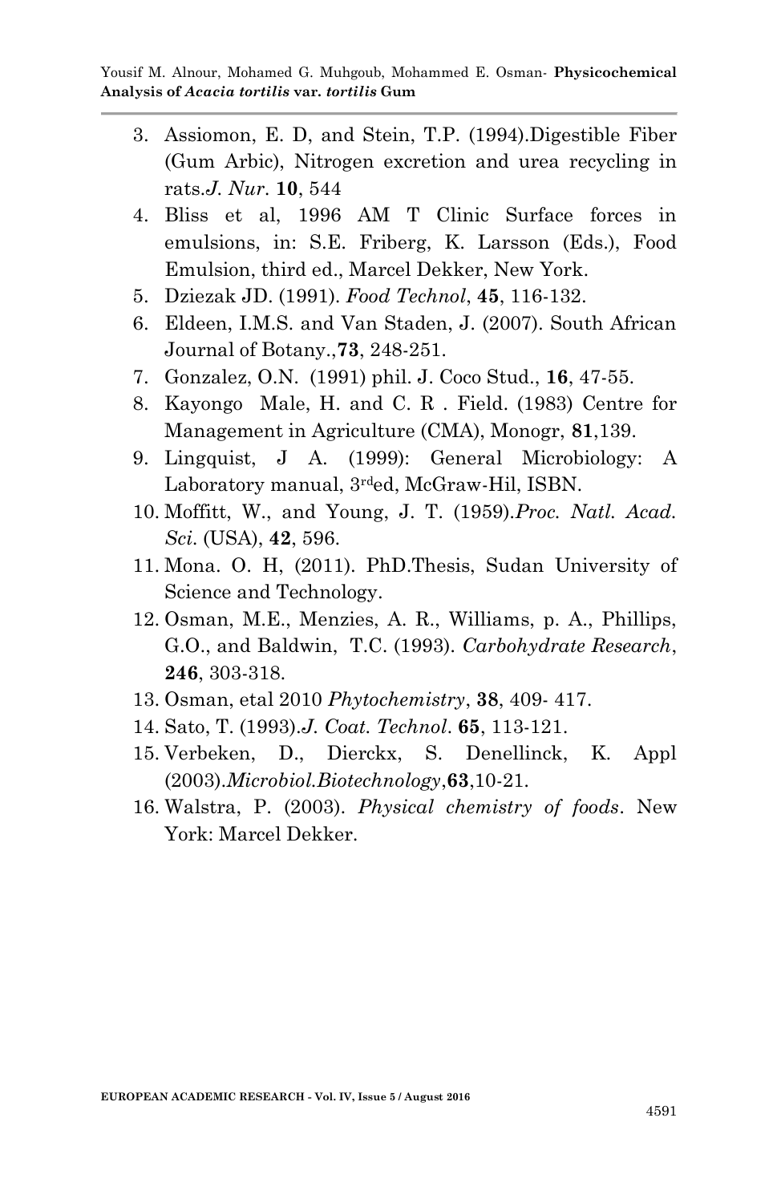3. Assiomon, E. D, and Stein, T.P. (1994).Digestible Fiber (Gum Arbic), Nitrogen excretion and urea recycling in rats.*J. Nur.* **10**, 544
4. Bliss et al, 1996 AM T Clinic Surface forces in emulsions, in: S.E. Friberg, K. Larsson (Eds.), Food Emulsion, third ed., Marcel Dekker, New York.
5. Dziezak JD. (1991). *Food Technol*, **45**, 116-132.
6. Eldeen, I.M.S. and Van Staden, J. (2007). South African Journal of Botany.,**73**, 248-251.
7. Gonzalez, O.N. (1991) phil. J. Coco Stud., **16**, 47-55.
8. Kayongo Male, H. and C. R . Field. (1983) Centre for Management in Agriculture (CMA), Monogr, **81**,139.
9. Lingquist, J A. (1999): General Microbiology: A Laboratory manual, 3rded, McGraw-Hil, ISBN.
10. Moffitt, W., and Young, J. T. (1959).*Proc. Natl. Acad. Sci.* (USA), **42**, 596.
11. Mona. O. H, (2011). PhD.Thesis, Sudan University of Science and Technology.
12. Osman, M.E., Menzies, A. R., Williams, p. A., Phillips, G.O., and Baldwin, T.C. (1993). *Carbohydrate Research*, **246**, 303-318.
13. Osman, etal 2010 *Phytochemistry*, **38**, 409- 417.
14. Sato, T. (1993).*J. Coat. Technol*. **65**, 113-121.
15. Verbeken, D., Dierckx, S. Denellinck, K. Appl (2003).*Microbiol.Biotechnology*,**63**,10-21.
16. Walstra, P. (2003). *Physical chemistry of foods*. New York: Marcel Dekker.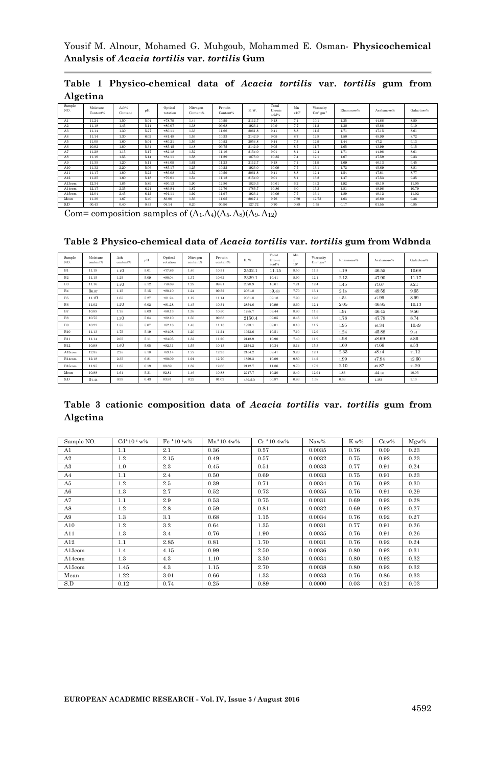**Table 1 Physico-chemical data of *Acacia tortilis* var. *tortilis* gum from Algetina**

| Sample NO. | Moisture Content% | Ash% Content | pH | Optical rotation | Nitrogen Content% | Protein Content% | E. W. | Total Uronic acid% | Mn x10[5] | Viscosity Cm[3] gm[-1] | Rhamnose% | Arabinose% | Galactose% |
|---|---|---|---|---|---|---|---|---|---|---|---|---|---|
| A1 | 11.24 | 1.50 | 5.04 | +78.79 | 1.44 | 10.59 | 2112.7 | 9.18 | 7.1 | 10.1 | 1.35 | 44.88 | 8.50 |
| A2 | 11.18 | 1.45 | 5.14 | +80.07 | 1.38 | 09.68 | 1923.1 | 10.9 | 7.7 | 11.2 | 1.38 | 45.88 | 9.10 |
| A3 | 11.14 | 1.30 | 5.27 | +80.11 | 1.33 | 11.66 | 2061.8 | 9.41 | 8.8 | 11.5 | 1.71 | 47.15 | 8.61 |
| A4 | 11.14 | 1.30 | 6.02 | +81.48 | 1.53 | 10.33 | 2142.9 | 9.05 | 8.7 | 12.8 | 1.50 | 45.99 | 8.72 |
| A5 | 11.09 | 1.60 | 5.04 | +80.21 | 1.56 | 10.52 | 2054.8 | 9.44 | 7.3 | 12.9 | 1.44 | 47.2 | 9.13 |
| A6 | 10.92 | 1.80 | 5.31 | +85.45 | 1.48 | 09.75 | 2142.9 | 9.05 | 8.7 | 11.7 | 1.65 | 43.99 | 9.15 |
| A7 | 11.28 | 1.15 | 5.17 | +82.18 | 1.52 | 11.16 | 2154.0 | 9.01 | 8.1 | 12.4 | 1.71 | 44.98 | 8.61 |
| A8 | 11.19 | 1.55 | 5.14 | +84.11 | 1.58 | 11.29 | 1875.0 | 10.35 | 7.4 | 12.1 | 1.67 | 47.59 | 9.33 |
| A9 | 11.35 | 1.20 | 5.11 | +84.09 | 1.61 | 11.23 | 2112.7 | 9.18 | 7.1 | 11.9 | 1.69 | 46.13 | 9.45 |
| A10 | 11.32 | 2.20 | 5.06 | +85.17 | 1.25 | 10.22 | 1923.0 | 10.09 | 7.7 | 13.1 | 1.72 | 45.69 | 8.81 |
| A11 | 11.17 | 1.80 | 5.22 | +86.08 | 1.52 | 10.59 | 2061.8 | 9.41 | 8.8 | 12.4 | 1.54 | 47.81 | 8.77 |
| A12 | 11.25 | 1.60 | 5.18 | +79.01 | 1.54 | 11.12 | 2154.0 | 9.01 | 8.1 | 13.2 | 1.47 | 47.53 | 9.35 |
| A13com | 12.34 | 1.85 | 5.89 | +90.13 | 1.90 | 12.86 | 1829.3 | 10.61 | 6.2 | 14.2 | 1.92 | 49.10 | 11.05 |
| A14com | 12.17 | 2.35 | 6.24 | +89.84 | 1.87 | 12.76 | 1785.7 | 10.86 | 6.0 | 15.3 | 1.81 | 48.98 | 10.79 |
| A15com | 12.04 | 2.45 | 6.12 | +91.11 | 1.92 | 11.97 | 1923.1 | 10.09 | 7.7 | 16.1 | 1.89 | 49.12 | 11.02 |
| Mean | 11.39 | 1.67 | 5.40 | 83.90 | 1.56 | 11.05 | 2017.1 | 9.76 | 7.69 | 12.73 | 1.63 | 46.80 | 9.36 |
| S.D | 00.43 | 0.40 | 0.43 | 04.14 | 0.20 | 00.96 | 127.72 | 0.70 | 0.88 | 1.55 | 0.17 | 01.55 | 0.85 |

Com= composition samples of $(A_1\text{-}A_4)(A_5\text{-}A_8)(A_9\text{-}A_{12})$

**Table 2 Physico-chemical data of *Acacia tortilis* var. *tortilis* gum from Wdbnda**

| Sample NO. | Moisture content% | Ash content% | pH | Optical rotation | Nitrogen content% | Protein content% | E. W. | Total Uronic acid% | Mn x 10[5] | Viscosity Cm[3] gm[-1] | Rhamnose% | Arabinose% | Galactose% |
|---|---|---|---|---|---|---|---|---|---|---|---|---|---|
| B1 | 11.19 | 1.10 | 5.01 | +77.86 | 1.40 | 10.31 | 3502.1 | 11.15 | 8.50 | 11.3 | 1.19 | 46.55 | 10.68 |
| B2 | 11.15 | 1.25 | 5.09 | +80.04 | 1.37 | 10.62 | 2329.1 | 10.41 | 8.90 | 12.1 | 2.13 | 47.90 | 11.17 |
| B3 | 11.16 | 1.40 | 5.12 | +78.69 | 1.29 | 09.81 | 2378.9 | 10.61 | 7.21 | 12.4 | 1.45 | 47.67 | 8.21 |
| B4 | 06.07 | 1.15 | 5.15 | +80.10 | 1.24 | 09.52 | 2061.8 | 09.40 | 7.70 | 13.1 | 2.15 | 49.59 | 9.65 |
| B5 | 11.10 | 1.65 | 5.27 | +81.24 | 1.19 | 11.14 | 2061.8 | 09.18 | 7.90 | 12.8 | 1.55 | 47.99 | 8.99 |
| B6 | 11.02 | 1.20 | 6.02 | +81.28 | 1.45 | 10.31 | 2854.6 | 10.99 | 8.60 | 12.4 | 2.05 | 46.85 | 10.13 |
| B7 | 10.89 | 1.75 | 5.03 | +80.13 | 1.38 | 10.50 | 1785.7 | 09.44 | 8.80 | 11.5 | 1.91 | 46.45 | 9.56 |
| B8 | 10.75 | 1.30 | 5.04 | +82.10 | 1.50 | 09.68 | 2150.4 | 09.05 | 8.45 | 13.2 | 1.78 | 47.78 | 8.74 |
| B9 | 10.22 | 1.55 | 5.07 | +82.13 | 1.48 | 11.13 | 1923.1 | 09.01 | 8.10 | 11.7 | 1.95 | 46.34 | 10.49 |
| B10 | 11.13 | 1.75 | 5.19 | +84.08 | 1.20 | 11.24 | 1923.6 | 10.51 | 7.10 | 12.9 | 1.24 | 45.88 | 9.81 |
| B11 | 11.14 | 2.05 | 5.11 | +84.05 | 1.32 | 11.20 | 2142.9 | 10.90 | 7.40 | 11.9 | 1.98 | 48.69 | 8.86 |
| B12 | 10.98 | 1.60 | 5.05 | +82.31 | 1.55 | 10.13 | 2154.2 | 10.34 | 8.14 | 15.3 | 1.60 | 47.66 | 9.53 |
| A13com | 12.35 | 2.25 | 5.18 | +89.14 | 1.79 | 12.23 | 2154.2 | 09.41 | 9.20 | 12.1 | 2.33 | 48.14 | 11.12 |
| B14com | 12.18 | 2.35 | 6.21 | +90.09 | 1.91 | 12.70 | 1829.3 | 10.09 | 9.80 | 14.2 | 1.99 | 47.94 | 12.60 |
| B15com | 11.95 | 1.85 | 6.19 | 88.89 | 1.82 | 12.66 | 2112.7 | 11.86 | 9.70 | 17.2 | 2.10 | 49.87 | 11.20 |
| Mean | 10.88 | 1.61 | 5.31 | 82.81 | 1.46 | 10.88 | 2217.7 | 10.20 | 8.40 | 12.94 | 1.83 | 44.56 | 10.05 |
| S.D | 01.44 | 0.39 | 0.43 | 03.81 | 0.22 | 01.02 | 439.55 | 00.87 | 0.83 | 1.58 | 0.33 | 1.36 | 1.13 |

**Table 3 cationic composition data of *Acacia tortilis* var. *tortilis* gum from Algetina**

| Sample NO. | Cd*10[-4] w% | Fe *10[-4]w% | Mn*10-4w% | Cr *10-4w% | Naw% | K w% | Caw% | Mgw% |
|---|---|---|---|---|---|---|---|---|
| A1 | 1.1 | 2.1 | 0.36 | 0.57 | 0.0035 | 0.76 | 0.09 | 0.23 |
| A2 | 1.2 | 2.15 | 0.49 | 0.57 | 0.0032 | 0.75 | 0.92 | 0.23 |
| A3 | 1.0 | 2.3 | 0.45 | 0.51 | 0.0033 | 0.77 | 0.91 | 0.24 |
| A4 | 1.1 | 2.4 | 0.50 | 0.69 | 0.0033 | 0.75 | 0.91 | 0.23 |
| A5 | 1.2 | 2.5 | 0.39 | 0.71 | 0.0034 | 0.76 | 0.92 | 0.30 |
| A6 | 1.3 | 2.7 | 0.52 | 0.73 | 0.0035 | 0.76 | 0.91 | 0.29 |
| A7 | 1.1 | 2.9 | 0.53 | 0.75 | 0.0031 | 0.69 | 0.92 | 0.28 |
| A8 | 1.2 | 2.8 | 0.59 | 0.81 | 0.0032 | 0.69 | 0.92 | 0.27 |
| A9 | 1.3 | 3.1 | 0.68 | 1.15 | 0.0034 | 0.76 | 0.92 | 0.27 |
| A10 | 1.2 | 3.2 | 0.64 | 1.35 | 0.0031 | 0.77 | 0.91 | 0.26 |
| A11 | 1.3 | 3.4 | 0.76 | 1.90 | 0.0035 | 0.76 | 0.91 | 0.26 |
| A12 | 1.1 | 2.85 | 0.81 | 1.70 | 0.0031 | 0.76 | 0.92 | 0.24 |
| A13com | 1.4 | 4.15 | 0.99 | 2.50 | 0.0036 | 0.80 | 0.92 | 0.31 |
| A14com | 1.3 | 4.3 | 1.10 | 3.30 | 0.0034 | 0.80 | 0.92 | 0.32 |
| A15com | 1.45 | 4.3 | 1.15 | 2.70 | 0.0038 | 0.80 | 0.92 | 0.32 |
| Mean | 1.22 | 3.01 | 0.66 | 1.33 | 0.0033 | 0.76 | 0.86 | 0.33 |
| S.D | 0.12 | 0.74 | 0.25 | 0.89 | 0.0000 | 0.03 | 0.21 | 0.03 |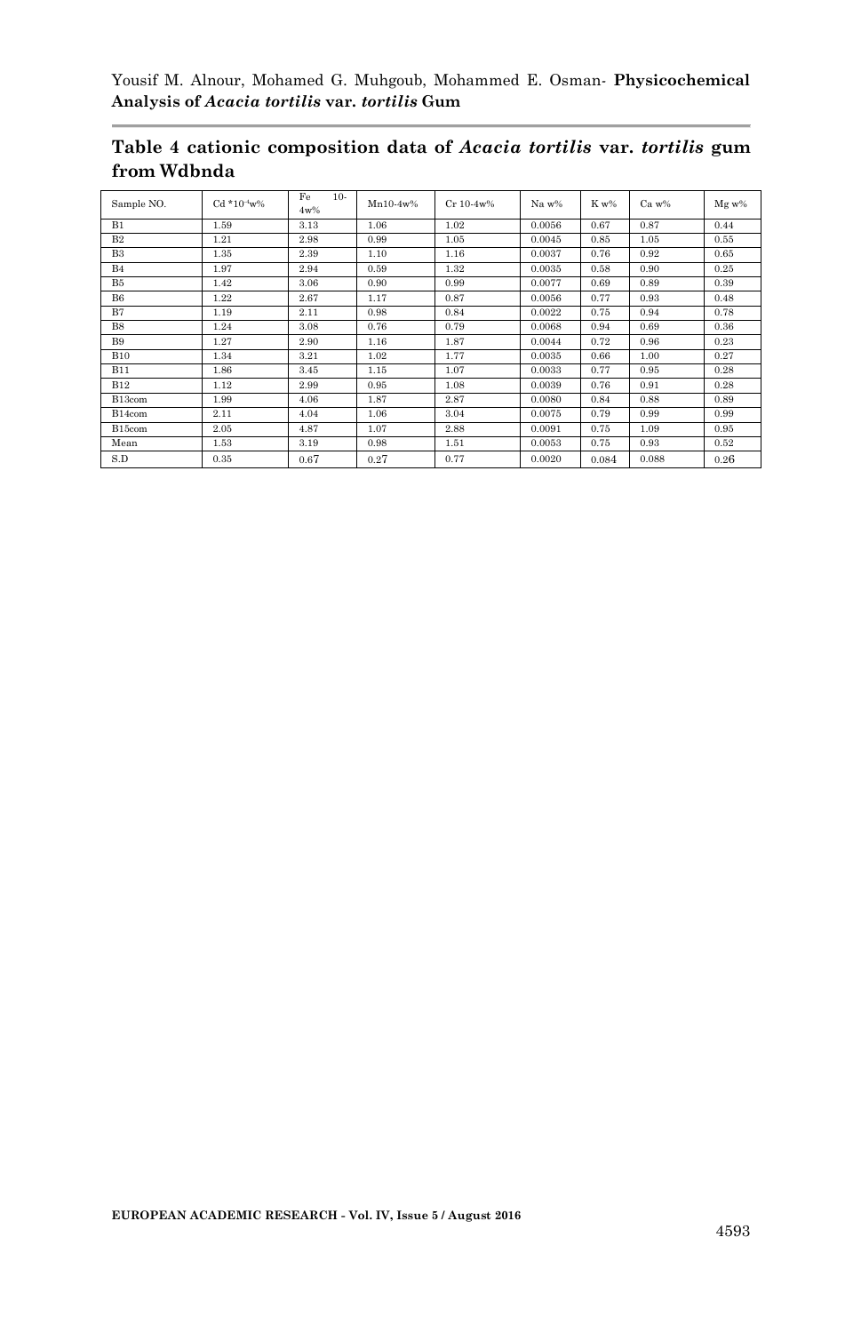**Table 4 cationic composition data of *Acacia tortilis* var. *tortilis* gum from Wdbnda**

| Sample NO. | Cd $*10^{-4}$w% | Fe 10-4w% | Mn10-4w% | Cr 10-4w% | Na w% | K w% | Ca w% | Mg w% |
|---|---|---|---|---|---|---|---|---|
| B1 | 1.59 | 3.13 | 1.06 | 1.02 | 0.0056 | 0.67 | 0.87 | 0.44 |
| B2 | 1.21 | 2.98 | 0.99 | 1.05 | 0.0045 | 0.85 | 1.05 | 0.55 |
| B3 | 1.35 | 2.39 | 1.10 | 1.16 | 0.0037 | 0.76 | 0.92 | 0.65 |
| B4 | 1.97 | 2.94 | 0.59 | 1.32 | 0.0035 | 0.58 | 0.90 | 0.25 |
| B5 | 1.42 | 3.06 | 0.90 | 0.99 | 0.0077 | 0.69 | 0.89 | 0.39 |
| B6 | 1.22 | 2.67 | 1.17 | 0.87 | 0.0056 | 0.77 | 0.93 | 0.48 |
| B7 | 1.19 | 2.11 | 0.98 | 0.84 | 0.0022 | 0.75 | 0.94 | 0.78 |
| B8 | 1.24 | 3.08 | 0.76 | 0.79 | 0.0068 | 0.94 | 0.69 | 0.36 |
| B9 | 1.27 | 2.90 | 1.16 | 1.87 | 0.0044 | 0.72 | 0.96 | 0.23 |
| B10 | 1.34 | 3.21 | 1.02 | 1.77 | 0.0035 | 0.66 | 1.00 | 0.27 |
| B11 | 1.86 | 3.45 | 1.15 | 1.07 | 0.0033 | 0.77 | 0.95 | 0.28 |
| B12 | 1.12 | 2.99 | 0.95 | 1.08 | 0.0039 | 0.76 | 0.91 | 0.28 |
| B13com | 1.99 | 4.06 | 1.87 | 2.87 | 0.0080 | 0.84 | 0.88 | 0.89 |
| B14com | 2.11 | 4.04 | 1.06 | 3.04 | 0.0075 | 0.79 | 0.99 | 0.99 |
| B15com | 2.05 | 4.87 | 1.07 | 2.88 | 0.0091 | 0.75 | 1.09 | 0.95 |
| Mean | 1.53 | 3.19 | 0.98 | 1.51 | 0.0053 | 0.75 | 0.93 | 0.52 |
| S.D | 0.35 | 0.67 | 0.27 | 0.77 | 0.0020 | 0.084 | 0.088 | 0.26 |